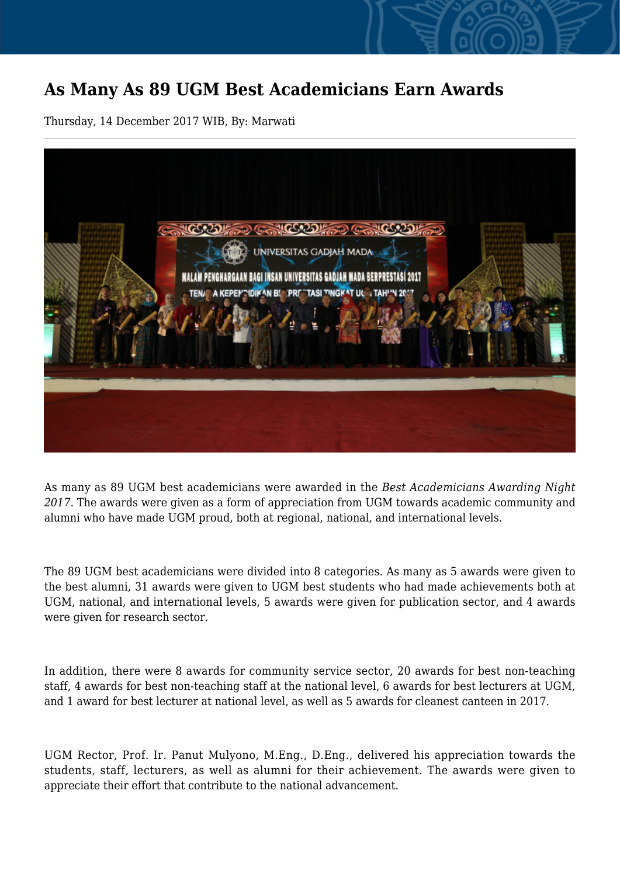# As Many As 89 UGM Best Academicians Earn Awards

Thursday, 14 December 2017 WIB, By: Marwati

As many as 89 UGM best academicians were awarded in the *Best Academicians Awarding Night 2017*. The awards were given as a form of appreciation from UGM towards academic community and alumni who have made UGM proud, both at regional, national, and international levels.

The 89 UGM best academicians were divided into 8 categories. As many as 5 awards were given to the best alumni, 31 awards were given to UGM best students who had made achievements both at UGM, national, and international levels, 5 awards were given for publication sector, and 4 awards were given for research sector.

In addition, there were 8 awards for community service sector, 20 awards for best non-teaching staff, 4 awards for best non-teaching staff at the national level, 6 awards for best lecturers at UGM, and 1 award for best lecturer at national level, as well as 5 awards for cleanest canteen in 2017.

UGM Rector, Prof. Ir. Panut Mulyono, M.Eng., D.Eng., delivered his appreciation towards the students, staff, lecturers, as well as alumni for their achievement. The awards were given to appreciate their effort that contribute to the national advancement.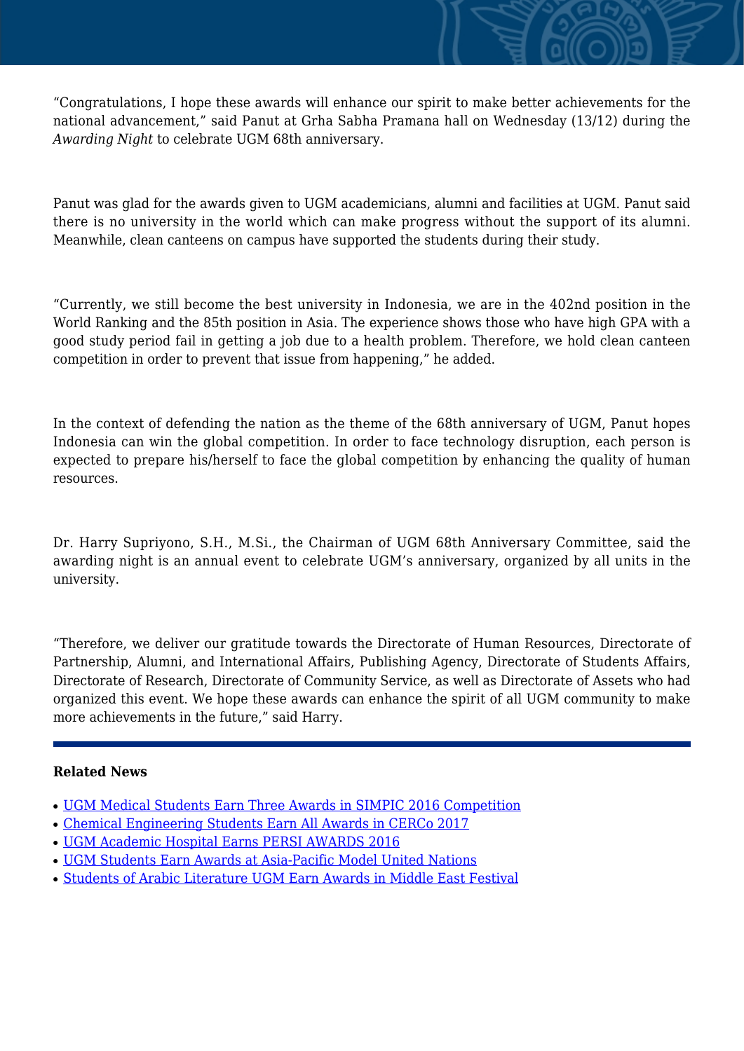“Congratulations, I hope these awards will enhance our spirit to make better achievements for the national advancement,” said Panut at Grha Sabha Pramana hall on Wednesday (13/12) during the *Awarding Night* to celebrate UGM 68th anniversary.

Panut was glad for the awards given to UGM academicians, alumni and facilities at UGM. Panut said there is no university in the world which can make progress without the support of its alumni. Meanwhile, clean canteens on campus have supported the students during their study.

“Currently, we still become the best university in Indonesia, we are in the 402nd position in the World Ranking and the 85th position in Asia. The experience shows those who have high GPA with a good study period fail in getting a job due to a health problem. Therefore, we hold clean canteen competition in order to prevent that issue from happening,” he added.

In the context of defending the nation as the theme of the 68th anniversary of UGM, Panut hopes Indonesia can win the global competition. In order to face technology disruption, each person is expected to prepare his/herself to face the global competition by enhancing the quality of human resources.

Dr. Harry Supriyono, S.H., M.Si., the Chairman of UGM 68th Anniversary Committee, said the awarding night is an annual event to celebrate UGM’s anniversary, organized by all units in the university.

“Therefore, we deliver our gratitude towards the Directorate of Human Resources, Directorate of Partnership, Alumni, and International Affairs, Publishing Agency, Directorate of Students Affairs, Directorate of Research, Directorate of Community Service, as well as Directorate of Assets who had organized this event. We hope these awards can enhance the spirit of all UGM community to make more achievements in the future,” said Harry.

---

**Related News**

- UGM Medical Students Earn Three Awards in SIMPIC 2016 Competition
- Chemical Engineering Students Earn All Awards in CERCo 2017
- UGM Academic Hospital Earns PERSI AWARDS 2016
- UGM Students Earn Awards at Asia-Pacific Model United Nations
- Students of Arabic Literature UGM Earn Awards in Middle East Festival